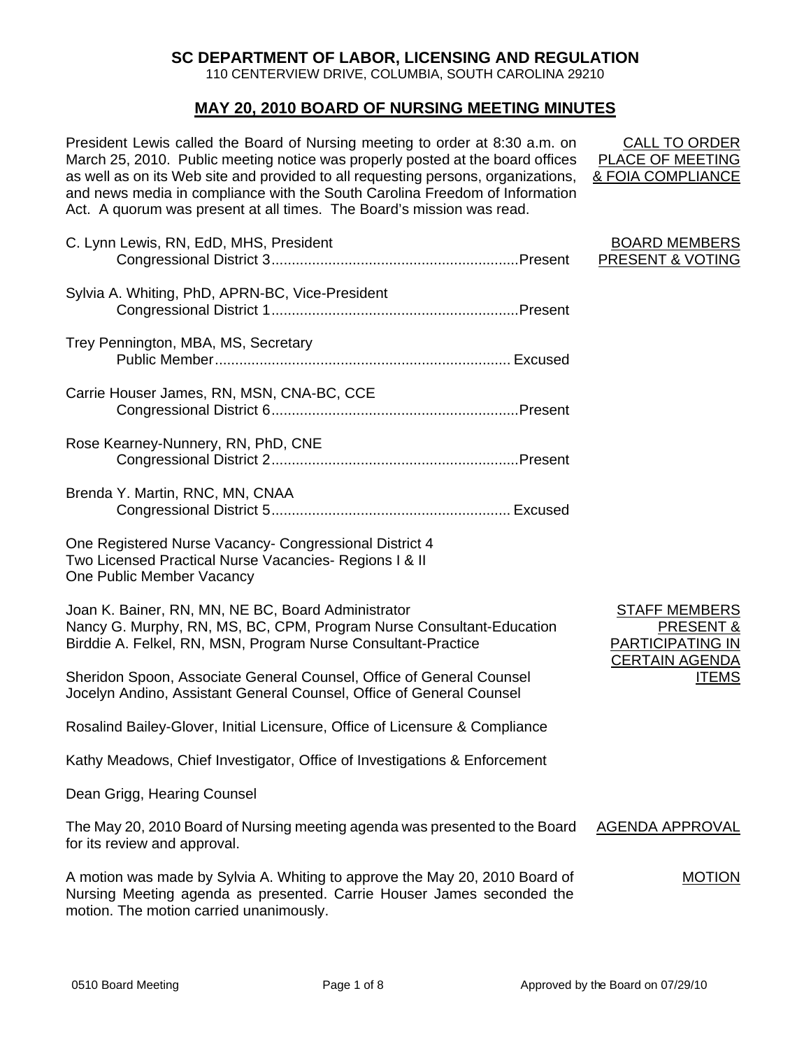**SC DEPARTMENT OF LABOR, LICENSING AND REGULATION**

110 CENTERVIEW DRIVE, COLUMBIA, SOUTH CAROLINA 29210

# MAY 20, 2010 BOARD OF NURSING MEETING MINUTES

**CALL TO ORDER PLACE OF MEETING & FOIA COMPLIANCE**

President Lewis called the Board of Nursing meeting to order at 8:30 a.m. on March 25, 2010. Public meeting notice was properly posted at the board offices as well as on its Web site and provided to all requesting persons, organizations, and news media in compliance with the South Carolina Freedom of Information Act. A quorum was present at all times. The Board's mission was read.

**BOARD MEMBERS PRESENT & VOTING**

C. Lynn Lewis, RN, EdD, MHS, President
Congressional District 3............................................................Present

Sylvia A. Whiting, PhD, APRN-BC, Vice-President
Congressional District 1............................................................Present

Trey Pennington, MBA, MS, Secretary
Public Member........................................................................ Excused

Carrie Houser James, RN, MSN, CNA-BC, CCE
Congressional District 6............................................................Present

Rose Kearney-Nunnery, RN, PhD, CNE
Congressional District 2............................................................Present

Brenda Y. Martin, RNC, MN, CNAA
Congressional District 5.......................................................... Excused

One Registered Nurse Vacancy- Congressional District 4
Two Licensed Practical Nurse Vacancies- Regions I & II
One Public Member Vacancy

**STAFF MEMBERS PRESENT & PARTICIPATING IN CERTAIN AGENDA ITEMS**

Joan K. Bainer, RN, MN, NE BC, Board Administrator
Nancy G. Murphy, RN, MS, BC, CPM, Program Nurse Consultant-Education
Birddie A. Felkel, RN, MSN, Program Nurse Consultant-Practice

Sheridon Spoon, Associate General Counsel, Office of General Counsel
Jocelyn Andino, Assistant General Counsel, Office of General Counsel

Rosalind Bailey-Glover, Initial Licensure, Office of Licensure & Compliance

Kathy Meadows, Chief Investigator, Office of Investigations & Enforcement

Dean Grigg, Hearing Counsel

**AGENDA APPROVAL**

The May 20, 2010 Board of Nursing meeting agenda was presented to the Board for its review and approval.

**MOTION**

A motion was made by Sylvia A. Whiting to approve the May 20, 2010 Board of Nursing Meeting agenda as presented. Carrie Houser James seconded the motion. The motion carried unanimously.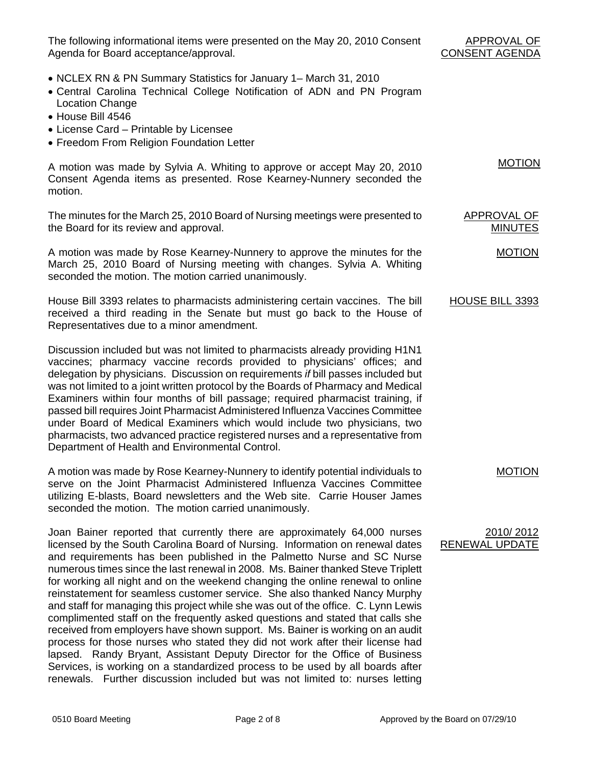The following informational items were presented on the May 20, 2010 Consent Agenda for Board acceptance/approval.

**APPROVAL OF CONSENT AGENDA**

- NCLEX RN & PN Summary Statistics for January 1– March 31, 2010
- Central Carolina Technical College Notification of ADN and PN Program Location Change
- House Bill 4546
- License Card – Printable by Licensee
- Freedom From Religion Foundation Letter

**MOTION**

A motion was made by Sylvia A. Whiting to approve or accept May 20, 2010 Consent Agenda items as presented. Rose Kearney-Nunnery seconded the motion.

**APPROVAL OF MINUTES**

The minutes for the March 25, 2010 Board of Nursing meetings were presented to the Board for its review and approval.

**MOTION**

A motion was made by Rose Kearney-Nunnery to approve the minutes for the March 25, 2010 Board of Nursing meeting with changes. Sylvia A. Whiting seconded the motion. The motion carried unanimously.

**HOUSE BILL 3393**

House Bill 3393 relates to pharmacists administering certain vaccines. The bill received a third reading in the Senate but must go back to the House of Representatives due to a minor amendment.

Discussion included but was not limited to pharmacists already providing H1N1 vaccines; pharmacy vaccine records provided to physicians' offices; and delegation by physicians. Discussion on requirements *if* bill passes included but was not limited to a joint written protocol by the Boards of Pharmacy and Medical Examiners within four months of bill passage; required pharmacist training, if passed bill requires Joint Pharmacist Administered Influenza Vaccines Committee under Board of Medical Examiners which would include two physicians, two pharmacists, two advanced practice registered nurses and a representative from Department of Health and Environmental Control.

**MOTION**

A motion was made by Rose Kearney-Nunnery to identify potential individuals to serve on the Joint Pharmacist Administered Influenza Vaccines Committee utilizing E-blasts, Board newsletters and the Web site. Carrie Houser James seconded the motion. The motion carried unanimously.

**2010/ 2012 RENEWAL UPDATE**

Joan Bainer reported that currently there are approximately 64,000 nurses licensed by the South Carolina Board of Nursing. Information on renewal dates and requirements has been published in the Palmetto Nurse and SC Nurse numerous times since the last renewal in 2008. Ms. Bainer thanked Steve Triplett for working all night and on the weekend changing the online renewal to online reinstatement for seamless customer service. She also thanked Nancy Murphy and staff for managing this project while she was out of the office. C. Lynn Lewis complimented staff on the frequently asked questions and stated that calls she received from employers have shown support. Ms. Bainer is working on an audit process for those nurses who stated they did not work after their license had lapsed. Randy Bryant, Assistant Deputy Director for the Office of Business Services, is working on a standardized process to be used by all boards after renewals. Further discussion included but was not limited to: nurses letting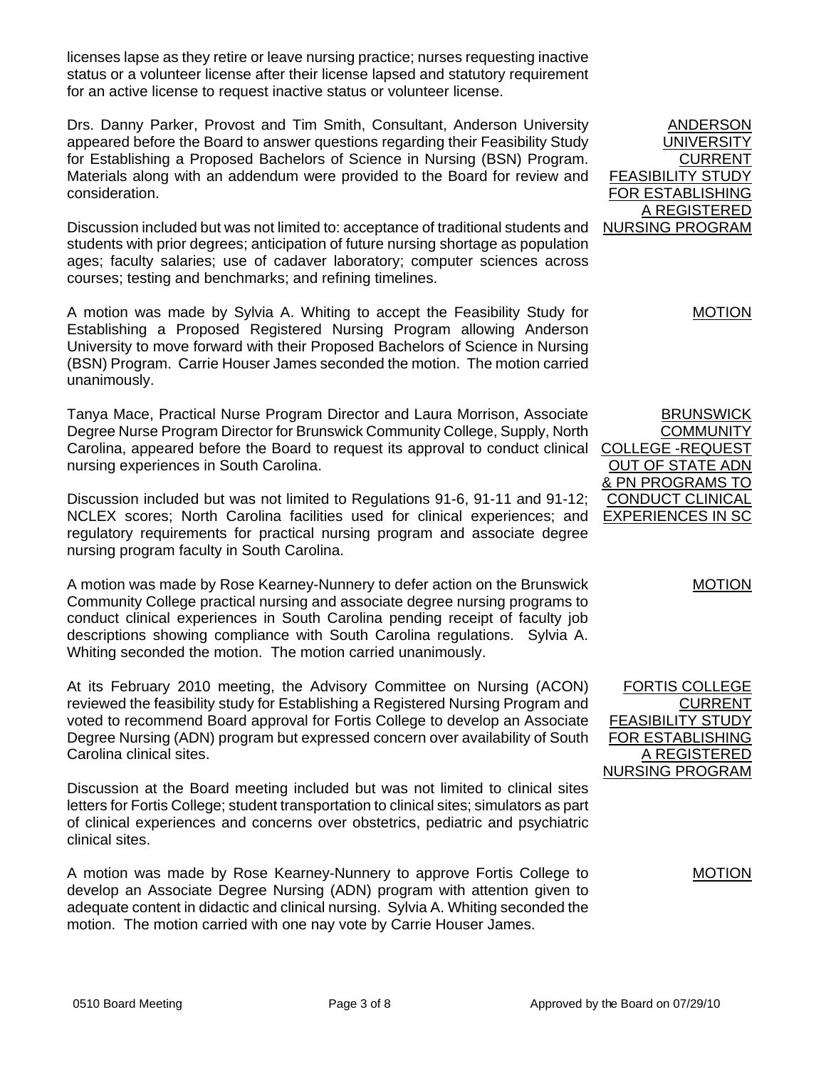licenses lapse as they retire or leave nursing practice; nurses requesting inactive status or a volunteer license after their license lapsed and statutory requirement for an active license to request inactive status or volunteer license.

**ANDERSON UNIVERSITY CURRENT FEASIBILITY STUDY FOR ESTABLISHING A REGISTERED NURSING PROGRAM**

Drs. Danny Parker, Provost and Tim Smith, Consultant, Anderson University appeared before the Board to answer questions regarding their Feasibility Study for Establishing a Proposed Bachelors of Science in Nursing (BSN) Program. Materials along with an addendum were provided to the Board for review and consideration.

Discussion included but was not limited to: acceptance of traditional students and students with prior degrees; anticipation of future nursing shortage as population ages; faculty salaries; use of cadaver laboratory; computer sciences across courses; testing and benchmarks; and refining timelines.

**MOTION**

A motion was made by Sylvia A. Whiting to accept the Feasibility Study for Establishing a Proposed Registered Nursing Program allowing Anderson University to move forward with their Proposed Bachelors of Science in Nursing (BSN) Program. Carrie Houser James seconded the motion. The motion carried unanimously.

**BRUNSWICK COMMUNITY COLLEGE -REQUEST OUT OF STATE ADN & PN PROGRAMS TO CONDUCT CLINICAL EXPERIENCES IN SC**

Tanya Mace, Practical Nurse Program Director and Laura Morrison, Associate Degree Nurse Program Director for Brunswick Community College, Supply, North Carolina, appeared before the Board to request its approval to conduct clinical nursing experiences in South Carolina.

Discussion included but was not limited to Regulations 91-6, 91-11 and 91-12; NCLEX scores; North Carolina facilities used for clinical experiences; and regulatory requirements for practical nursing program and associate degree nursing program faculty in South Carolina.

**MOTION**

A motion was made by Rose Kearney-Nunnery to defer action on the Brunswick Community College practical nursing and associate degree nursing programs to conduct clinical experiences in South Carolina pending receipt of faculty job descriptions showing compliance with South Carolina regulations. Sylvia A. Whiting seconded the motion. The motion carried unanimously.

**FORTIS COLLEGE CURRENT FEASIBILITY STUDY FOR ESTABLISHING A REGISTERED NURSING PROGRAM**

At its February 2010 meeting, the Advisory Committee on Nursing (ACON) reviewed the feasibility study for Establishing a Registered Nursing Program and voted to recommend Board approval for Fortis College to develop an Associate Degree Nursing (ADN) program but expressed concern over availability of South Carolina clinical sites.

Discussion at the Board meeting included but was not limited to clinical sites letters for Fortis College; student transportation to clinical sites; simulators as part of clinical experiences and concerns over obstetrics, pediatric and psychiatric clinical sites.

**MOTION**

A motion was made by Rose Kearney-Nunnery to approve Fortis College to develop an Associate Degree Nursing (ADN) program with attention given to adequate content in didactic and clinical nursing. Sylvia A. Whiting seconded the motion. The motion carried with one nay vote by Carrie Houser James.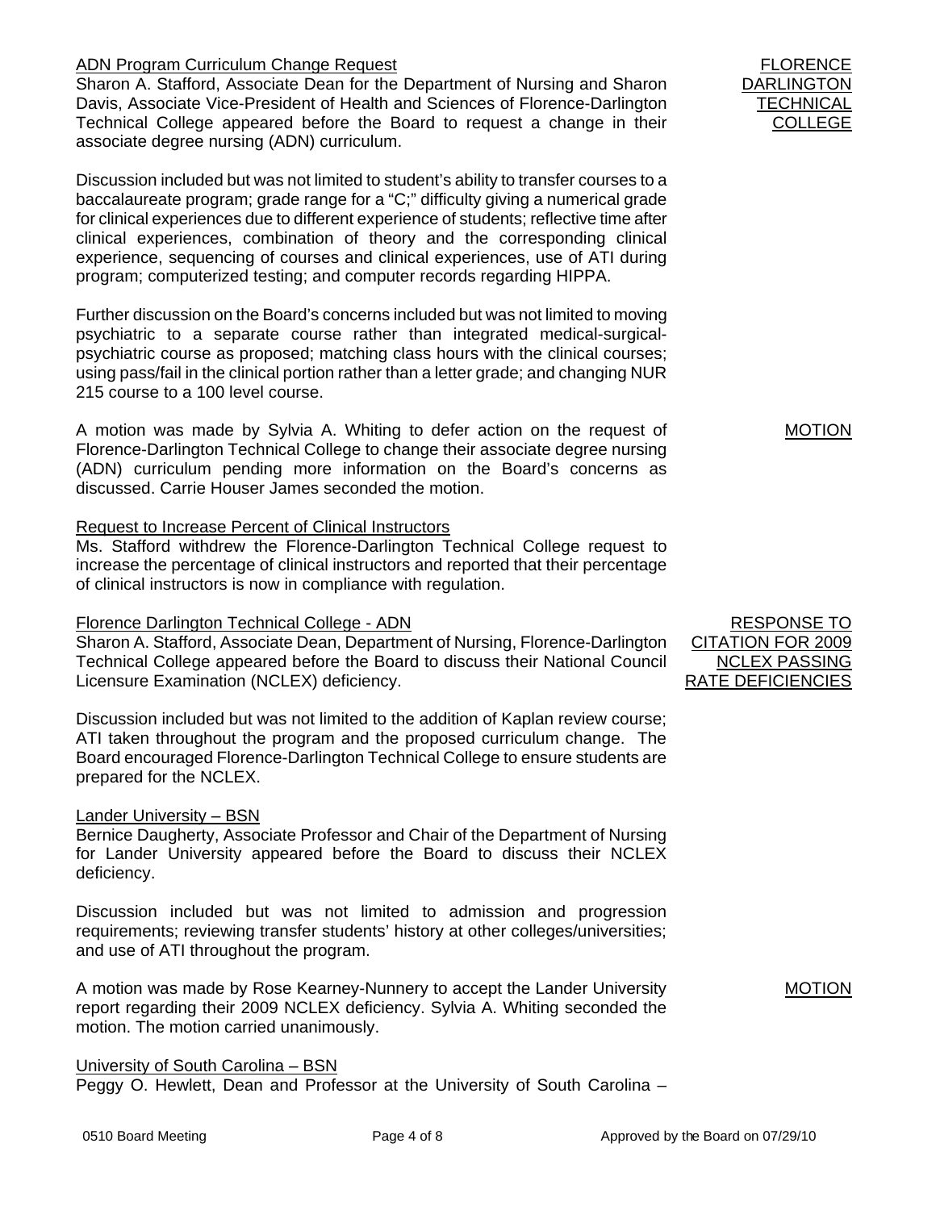FLORENCE DARLINGTON TECHNICAL COLLEGE

ADN Program Curriculum Change Request

Sharon A. Stafford, Associate Dean for the Department of Nursing and Sharon Davis, Associate Vice-President of Health and Sciences of Florence-Darlington Technical College appeared before the Board to request a change in their associate degree nursing (ADN) curriculum.

Discussion included but was not limited to student's ability to transfer courses to a baccalaureate program; grade range for a "C;" difficulty giving a numerical grade for clinical experiences due to different experience of students; reflective time after clinical experiences, combination of theory and the corresponding clinical experience, sequencing of courses and clinical experiences, use of ATI during program; computerized testing; and computer records regarding HIPPA.

Further discussion on the Board's concerns included but was not limited to moving psychiatric to a separate course rather than integrated medical-surgical-psychiatric course as proposed; matching class hours with the clinical courses; using pass/fail in the clinical portion rather than a letter grade; and changing NUR 215 course to a 100 level course.

MOTION

A motion was made by Sylvia A. Whiting to defer action on the request of Florence-Darlington Technical College to change their associate degree nursing (ADN) curriculum pending more information on the Board's concerns as discussed. Carrie Houser James seconded the motion.

Request to Increase Percent of Clinical Instructors

Ms. Stafford withdrew the Florence-Darlington Technical College request to increase the percentage of clinical instructors and reported that their percentage of clinical instructors is now in compliance with regulation.

RESPONSE TO CITATION FOR 2009 NCLEX PASSING RATE DEFICIENCIES

Florence Darlington Technical College - ADN

Sharon A. Stafford, Associate Dean, Department of Nursing, Florence-Darlington Technical College appeared before the Board to discuss their National Council Licensure Examination (NCLEX) deficiency.

Discussion included but was not limited to the addition of Kaplan review course; ATI taken throughout the program and the proposed curriculum change. The Board encouraged Florence-Darlington Technical College to ensure students are prepared for the NCLEX.

Lander University – BSN

Bernice Daugherty, Associate Professor and Chair of the Department of Nursing for Lander University appeared before the Board to discuss their NCLEX deficiency.

Discussion included but was not limited to admission and progression requirements; reviewing transfer students' history at other colleges/universities; and use of ATI throughout the program.

MOTION

A motion was made by Rose Kearney-Nunnery to accept the Lander University report regarding their 2009 NCLEX deficiency. Sylvia A. Whiting seconded the motion. The motion carried unanimously.

University of South Carolina – BSN

Peggy O. Hewlett, Dean and Professor at the University of South Carolina –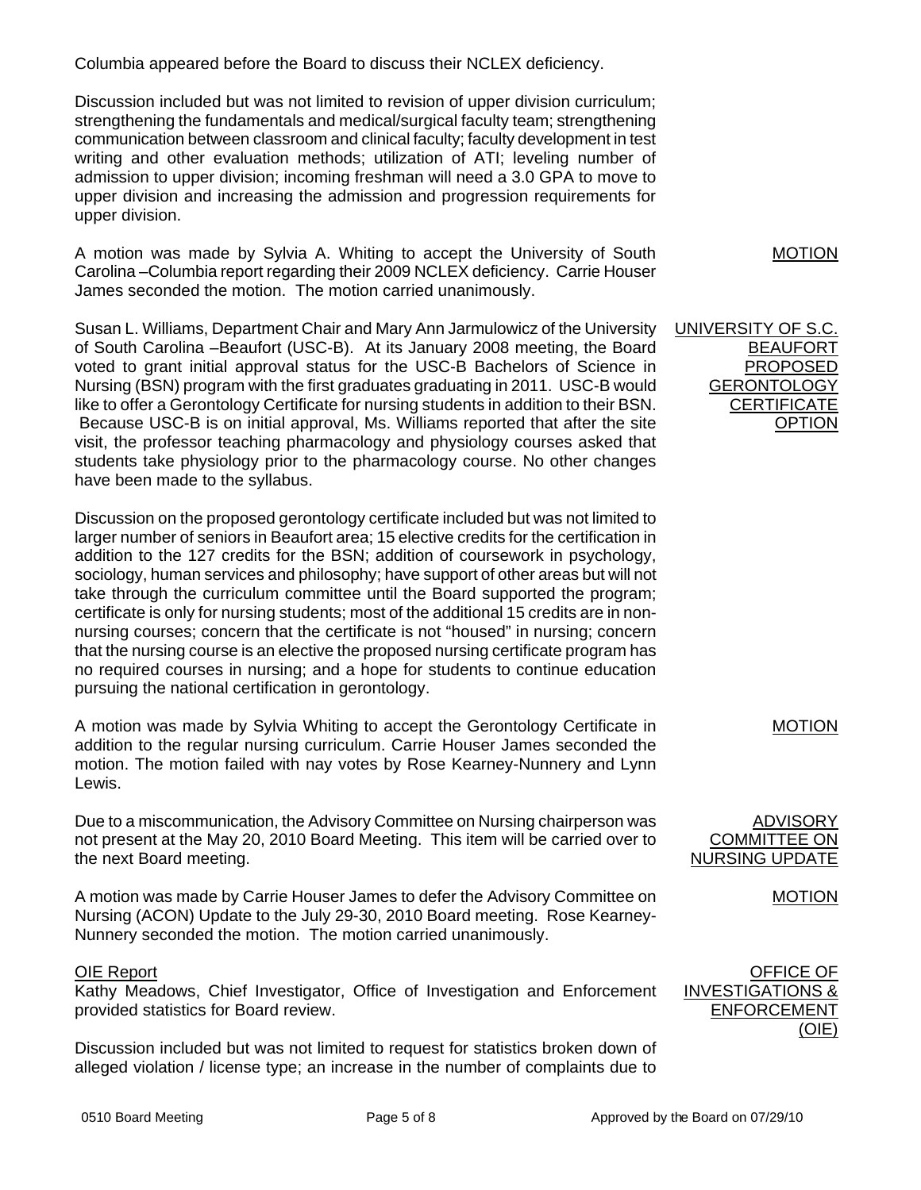Columbia appeared before the Board to discuss their NCLEX deficiency.

Discussion included but was not limited to revision of upper division curriculum; strengthening the fundamentals and medical/surgical faculty team; strengthening communication between classroom and clinical faculty; faculty development in test writing and other evaluation methods; utilization of ATI; leveling number of admission to upper division; incoming freshman will need a 3.0 GPA to move to upper division and increasing the admission and progression requirements for upper division.

MOTION

A motion was made by Sylvia A. Whiting to accept the University of South Carolina –Columbia report regarding their 2009 NCLEX deficiency. Carrie Houser James seconded the motion. The motion carried unanimously.

UNIVERSITY OF S.C. BEAUFORT PROPOSED GERONTOLOGY CERTIFICATE OPTION

Susan L. Williams, Department Chair and Mary Ann Jarmulowicz of the University of South Carolina –Beaufort (USC-B). At its January 2008 meeting, the Board voted to grant initial approval status for the USC-B Bachelors of Science in Nursing (BSN) program with the first graduates graduating in 2011. USC-B would like to offer a Gerontology Certificate for nursing students in addition to their BSN. Because USC-B is on initial approval, Ms. Williams reported that after the site visit, the professor teaching pharmacology and physiology courses asked that students take physiology prior to the pharmacology course. No other changes have been made to the syllabus.

Discussion on the proposed gerontology certificate included but was not limited to larger number of seniors in Beaufort area; 15 elective credits for the certification in addition to the 127 credits for the BSN; addition of coursework in psychology, sociology, human services and philosophy; have support of other areas but will not take through the curriculum committee until the Board supported the program; certificate is only for nursing students; most of the additional 15 credits are in non-nursing courses; concern that the certificate is not "housed" in nursing; concern that the nursing course is an elective the proposed nursing certificate program has no required courses in nursing; and a hope for students to continue education pursuing the national certification in gerontology.

MOTION

A motion was made by Sylvia Whiting to accept the Gerontology Certificate in addition to the regular nursing curriculum. Carrie Houser James seconded the motion. The motion failed with nay votes by Rose Kearney-Nunnery and Lynn Lewis.

ADVISORY COMMITTEE ON NURSING UPDATE

Due to a miscommunication, the Advisory Committee on Nursing chairperson was not present at the May 20, 2010 Board Meeting. This item will be carried over to the next Board meeting.

MOTION

A motion was made by Carrie Houser James to defer the Advisory Committee on Nursing (ACON) Update to the July 29-30, 2010 Board meeting. Rose Kearney-Nunnery seconded the motion. The motion carried unanimously.

OFFICE OF INVESTIGATIONS & ENFORCEMENT (OIE)

OIE Report

Kathy Meadows, Chief Investigator, Office of Investigation and Enforcement provided statistics for Board review.

Discussion included but was not limited to request for statistics broken down of alleged violation / license type; an increase in the number of complaints due to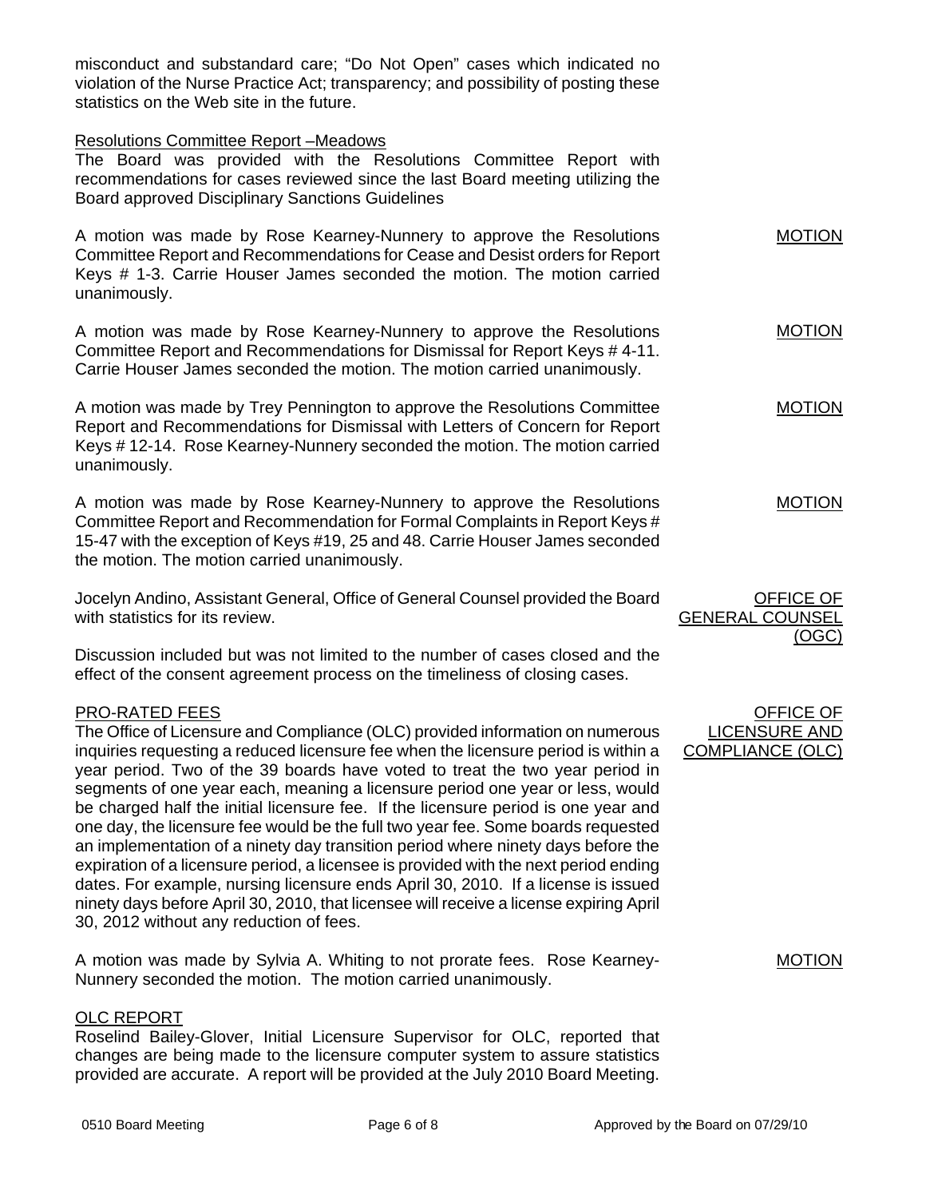misconduct and substandard care; "Do Not Open" cases which indicated no violation of the Nurse Practice Act; transparency; and possibility of posting these statistics on the Web site in the future.

Resolutions Committee Report –Meadows

The Board was provided with the Resolutions Committee Report with recommendations for cases reviewed since the last Board meeting utilizing the Board approved Disciplinary Sanctions Guidelines

MOTION

A motion was made by Rose Kearney-Nunnery to approve the Resolutions Committee Report and Recommendations for Cease and Desist orders for Report Keys # 1-3. Carrie Houser James seconded the motion. The motion carried unanimously.

MOTION

A motion was made by Rose Kearney-Nunnery to approve the Resolutions Committee Report and Recommendations for Dismissal for Report Keys # 4-11. Carrie Houser James seconded the motion. The motion carried unanimously.

MOTION

A motion was made by Trey Pennington to approve the Resolutions Committee Report and Recommendations for Dismissal with Letters of Concern for Report Keys # 12-14. Rose Kearney-Nunnery seconded the motion. The motion carried unanimously.

MOTION

A motion was made by Rose Kearney-Nunnery to approve the Resolutions Committee Report and Recommendation for Formal Complaints in Report Keys # 15-47 with the exception of Keys #19, 25 and 48. Carrie Houser James seconded the motion. The motion carried unanimously.

OFFICE OF GENERAL COUNSEL (OGC)

Jocelyn Andino, Assistant General, Office of General Counsel provided the Board with statistics for its review.

Discussion included but was not limited to the number of cases closed and the effect of the consent agreement process on the timeliness of closing cases.

OFFICE OF LICENSURE AND COMPLIANCE (OLC)

PRO-RATED FEES

The Office of Licensure and Compliance (OLC) provided information on numerous inquiries requesting a reduced licensure fee when the licensure period is within a year period. Two of the 39 boards have voted to treat the two year period in segments of one year each, meaning a licensure period one year or less, would be charged half the initial licensure fee. If the licensure period is one year and one day, the licensure fee would be the full two year fee. Some boards requested an implementation of a ninety day transition period where ninety days before the expiration of a licensure period, a licensee is provided with the next period ending dates. For example, nursing licensure ends April 30, 2010. If a license is issued ninety days before April 30, 2010, that licensee will receive a license expiring April 30, 2012 without any reduction of fees.

MOTION

A motion was made by Sylvia A. Whiting to not prorate fees. Rose Kearney-Nunnery seconded the motion. The motion carried unanimously.

OLC REPORT

Roselind Bailey-Glover, Initial Licensure Supervisor for OLC, reported that changes are being made to the licensure computer system to assure statistics provided are accurate. A report will be provided at the July 2010 Board Meeting.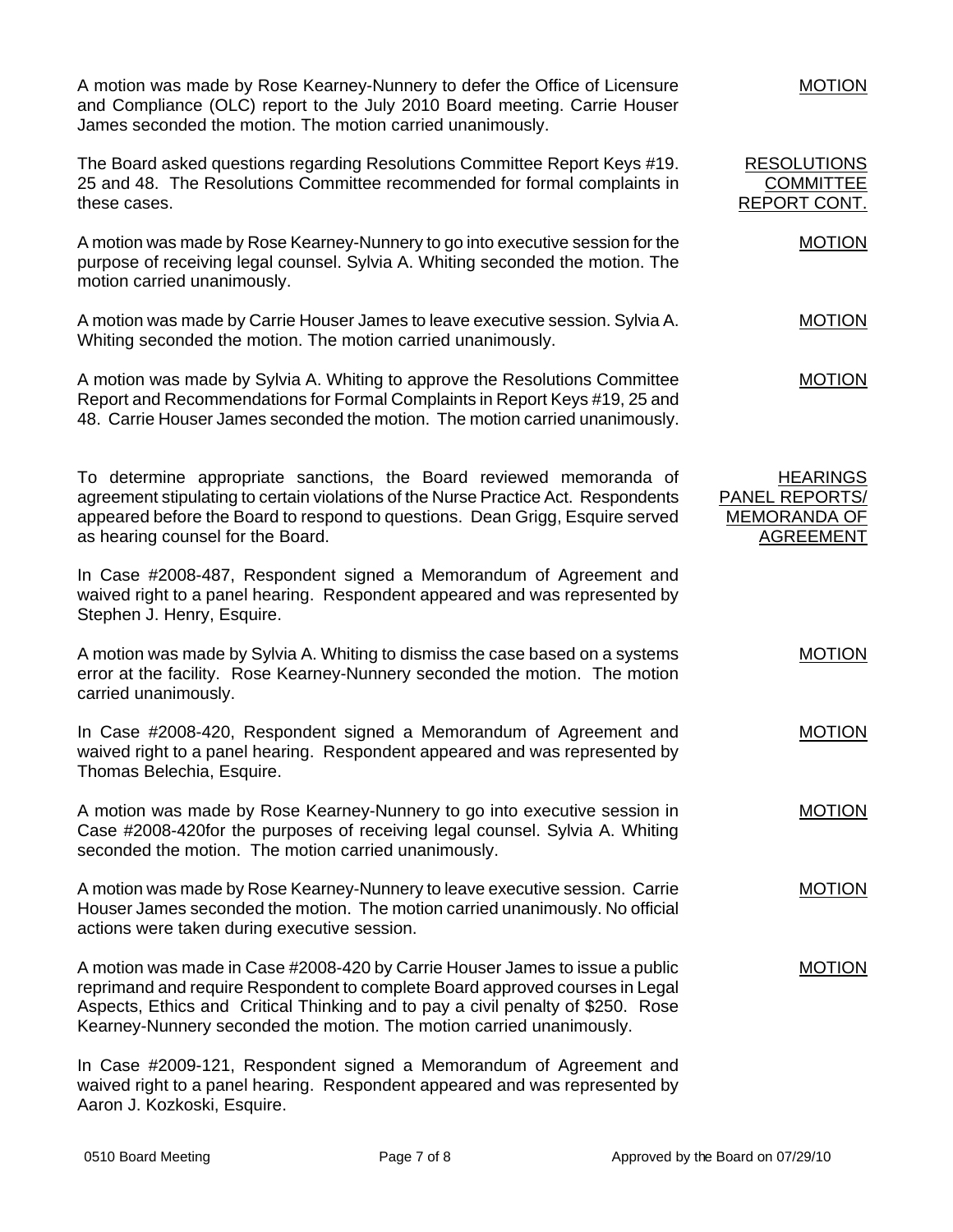A motion was made by Rose Kearney-Nunnery to defer the Office of Licensure and Compliance (OLC) report to the July 2010 Board meeting. Carrie Houser James seconded the motion. The motion carried unanimously. — MOTION

The Board asked questions regarding Resolutions Committee Report Keys #19. 25 and 48. The Resolutions Committee recommended for formal complaints in these cases. — RESOLUTIONS COMMITTEE REPORT CONT.

A motion was made by Rose Kearney-Nunnery to go into executive session for the purpose of receiving legal counsel. Sylvia A. Whiting seconded the motion. The motion carried unanimously. — MOTION

A motion was made by Carrie Houser James to leave executive session. Sylvia A. Whiting seconded the motion. The motion carried unanimously. — MOTION

A motion was made by Sylvia A. Whiting to approve the Resolutions Committee Report and Recommendations for Formal Complaints in Report Keys #19, 25 and 48. Carrie Houser James seconded the motion. The motion carried unanimously. — MOTION

To determine appropriate sanctions, the Board reviewed memoranda of agreement stipulating to certain violations of the Nurse Practice Act. Respondents appeared before the Board to respond to questions. Dean Grigg, Esquire served as hearing counsel for the Board. — HEARINGS PANEL REPORTS/ MEMORANDA OF AGREEMENT

In Case #2008-487, Respondent signed a Memorandum of Agreement and waived right to a panel hearing. Respondent appeared and was represented by Stephen J. Henry, Esquire.

A motion was made by Sylvia A. Whiting to dismiss the case based on a systems error at the facility. Rose Kearney-Nunnery seconded the motion. The motion carried unanimously. — MOTION

In Case #2008-420, Respondent signed a Memorandum of Agreement and waived right to a panel hearing. Respondent appeared and was represented by Thomas Belechia, Esquire. — MOTION

A motion was made by Rose Kearney-Nunnery to go into executive session in Case #2008-420for the purposes of receiving legal counsel. Sylvia A. Whiting seconded the motion. The motion carried unanimously. — MOTION

A motion was made by Rose Kearney-Nunnery to leave executive session. Carrie Houser James seconded the motion. The motion carried unanimously. No official actions were taken during executive session. — MOTION

A motion was made in Case #2008-420 by Carrie Houser James to issue a public reprimand and require Respondent to complete Board approved courses in Legal Aspects, Ethics and Critical Thinking and to pay a civil penalty of $250. Rose Kearney-Nunnery seconded the motion. The motion carried unanimously. — MOTION

In Case #2009-121, Respondent signed a Memorandum of Agreement and waived right to a panel hearing. Respondent appeared and was represented by Aaron J. Kozkoski, Esquire.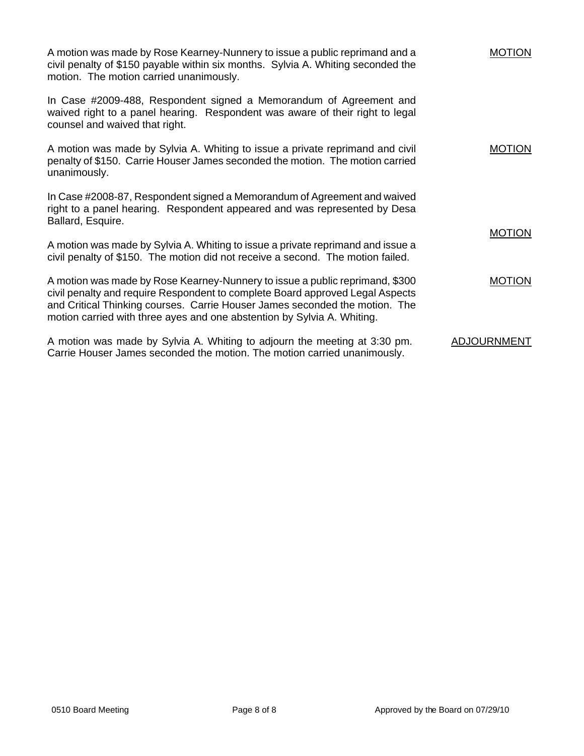A motion was made by Rose Kearney-Nunnery to issue a public reprimand and a civil penalty of $150 payable within six months. Sylvia A. Whiting seconded the motion. The motion carried unanimously.

<u>MOTION</u>

In Case #2009-488, Respondent signed a Memorandum of Agreement and waived right to a panel hearing. Respondent was aware of their right to legal counsel and waived that right.

A motion was made by Sylvia A. Whiting to issue a private reprimand and civil penalty of $150. Carrie Houser James seconded the motion. The motion carried unanimously.

<u>MOTION</u>

In Case #2008-87, Respondent signed a Memorandum of Agreement and waived right to a panel hearing. Respondent appeared and was represented by Desa Ballard, Esquire.

A motion was made by Sylvia A. Whiting to issue a private reprimand and issue a civil penalty of $150. The motion did not receive a second. The motion failed.

<u>MOTION</u>

A motion was made by Rose Kearney-Nunnery to issue a public reprimand, $300 civil penalty and require Respondent to complete Board approved Legal Aspects and Critical Thinking courses. Carrie Houser James seconded the motion. The motion carried with three ayes and one abstention by Sylvia A. Whiting.

<u>MOTION</u>

A motion was made by Sylvia A. Whiting to adjourn the meeting at 3:30 pm. Carrie Houser James seconded the motion. The motion carried unanimously.

<u>ADJOURNMENT</u>